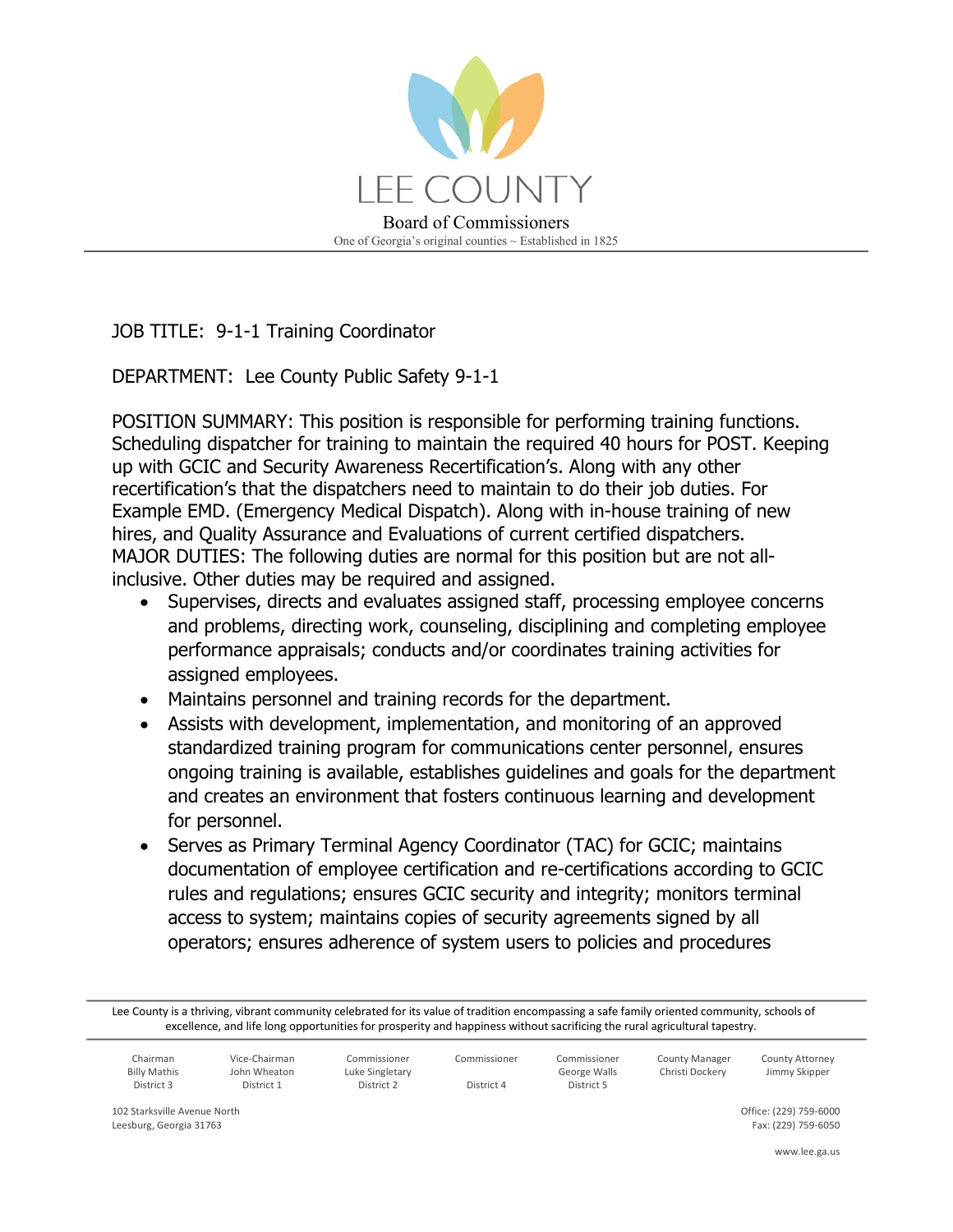# LEE COUNTY

Board of Commissioners

One of Georgia's original counties ~ Established in 1825

JOB TITLE: 9-1-1 Training Coordinator

DEPARTMENT: Lee County Public Safety 9-1-1

POSITION SUMMARY: This position is responsible for performing training functions. Scheduling dispatcher for training to maintain the required 40 hours for POST. Keeping up with GCIC and Security Awareness Recertification's. Along with any other recertification's that the dispatchers need to maintain to do their job duties. For Example EMD. (Emergency Medical Dispatch). Along with in-house training of new hires, and Quality Assurance and Evaluations of current certified dispatchers.

MAJOR DUTIES: The following duties are normal for this position but are not all-inclusive. Other duties may be required and assigned.

- Supervises, directs and evaluates assigned staff, processing employee concerns and problems, directing work, counseling, disciplining and completing employee performance appraisals; conducts and/or coordinates training activities for assigned employees.
- Maintains personnel and training records for the department.
- Assists with development, implementation, and monitoring of an approved standardized training program for communications center personnel, ensures ongoing training is available, establishes guidelines and goals for the department and creates an environment that fosters continuous learning and development for personnel.
- Serves as Primary Terminal Agency Coordinator (TAC) for GCIC; maintains documentation of employee certification and re-certifications according to GCIC rules and regulations; ensures GCIC security and integrity; monitors terminal access to system; maintains copies of security agreements signed by all operators; ensures adherence of system users to policies and procedures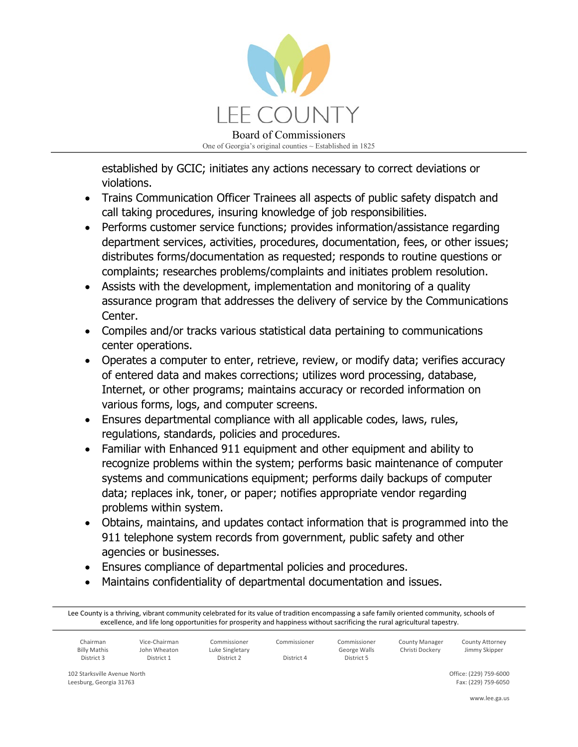established by GCIC; initiates any actions necessary to correct deviations or violations.

- Trains Communication Officer Trainees all aspects of public safety dispatch and call taking procedures, insuring knowledge of job responsibilities.
- Performs customer service functions; provides information/assistance regarding department services, activities, procedures, documentation, fees, or other issues; distributes forms/documentation as requested; responds to routine questions or complaints; researches problems/complaints and initiates problem resolution.
- Assists with the development, implementation and monitoring of a quality assurance program that addresses the delivery of service by the Communications Center.
- Compiles and/or tracks various statistical data pertaining to communications center operations.
- Operates a computer to enter, retrieve, review, or modify data; verifies accuracy of entered data and makes corrections; utilizes word processing, database, Internet, or other programs; maintains accuracy or recorded information on various forms, logs, and computer screens.
- Ensures departmental compliance with all applicable codes, laws, rules, regulations, standards, policies and procedures.
- Familiar with Enhanced 911 equipment and other equipment and ability to recognize problems within the system; performs basic maintenance of computer systems and communications equipment; performs daily backups of computer data; replaces ink, toner, or paper; notifies appropriate vendor regarding problems within system.
- Obtains, maintains, and updates contact information that is programmed into the 911 telephone system records from government, public safety and other agencies or businesses.
- Ensures compliance of departmental policies and procedures.
- Maintains confidentiality of departmental documentation and issues.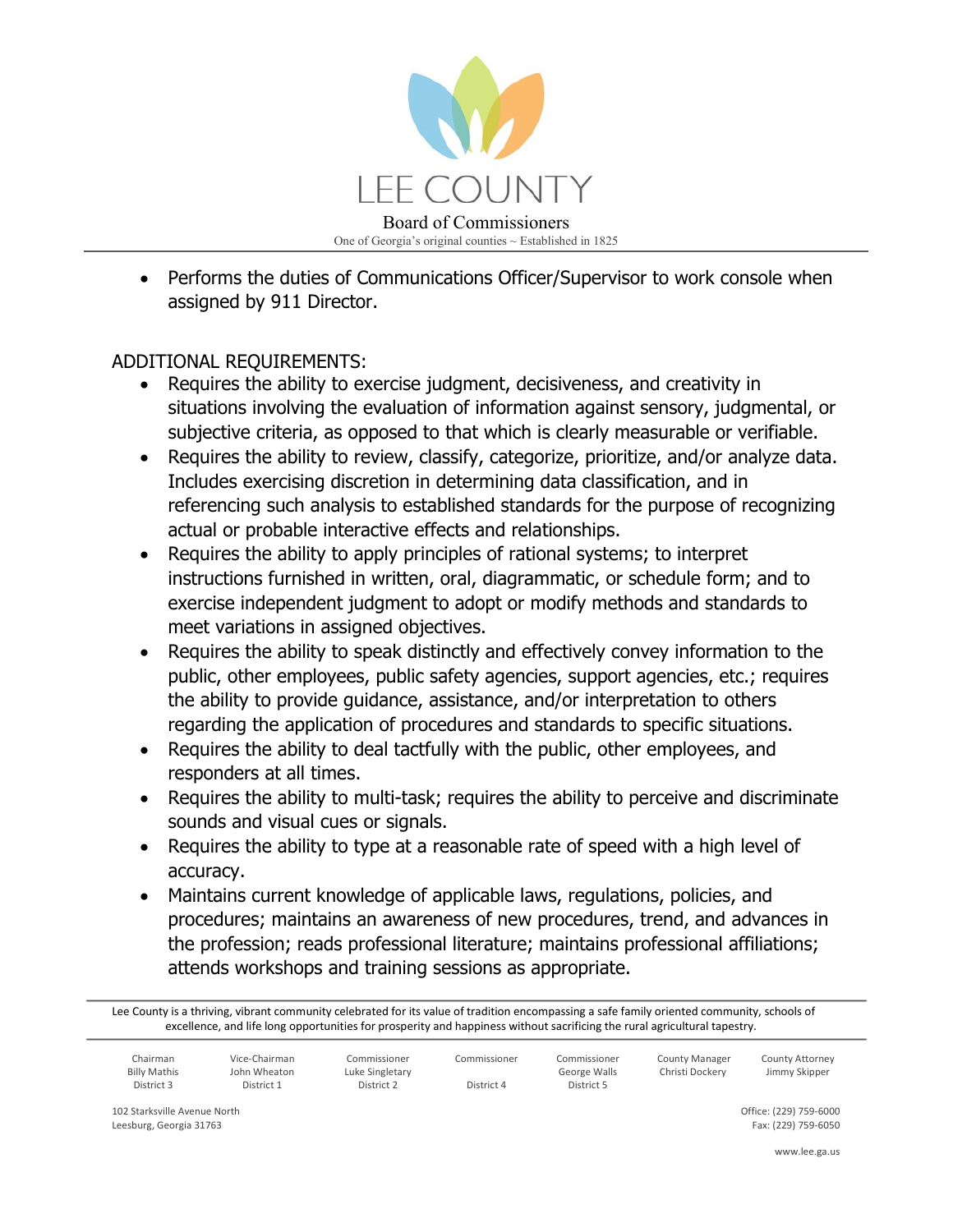- Performs the duties of Communications Officer/Supervisor to work console when assigned by 911 Director.

ADDITIONAL REQUIREMENTS:

- Requires the ability to exercise judgment, decisiveness, and creativity in situations involving the evaluation of information against sensory, judgmental, or subjective criteria, as opposed to that which is clearly measurable or verifiable.
- Requires the ability to review, classify, categorize, prioritize, and/or analyze data. Includes exercising discretion in determining data classification, and in referencing such analysis to established standards for the purpose of recognizing actual or probable interactive effects and relationships.
- Requires the ability to apply principles of rational systems; to interpret instructions furnished in written, oral, diagrammatic, or schedule form; and to exercise independent judgment to adopt or modify methods and standards to meet variations in assigned objectives.
- Requires the ability to speak distinctly and effectively convey information to the public, other employees, public safety agencies, support agencies, etc.; requires the ability to provide guidance, assistance, and/or interpretation to others regarding the application of procedures and standards to specific situations.
- Requires the ability to deal tactfully with the public, other employees, and responders at all times.
- Requires the ability to multi-task; requires the ability to perceive and discriminate sounds and visual cues or signals.
- Requires the ability to type at a reasonable rate of speed with a high level of accuracy.
- Maintains current knowledge of applicable laws, regulations, policies, and procedures; maintains an awareness of new procedures, trend, and advances in the profession; reads professional literature; maintains professional affiliations; attends workshops and training sessions as appropriate.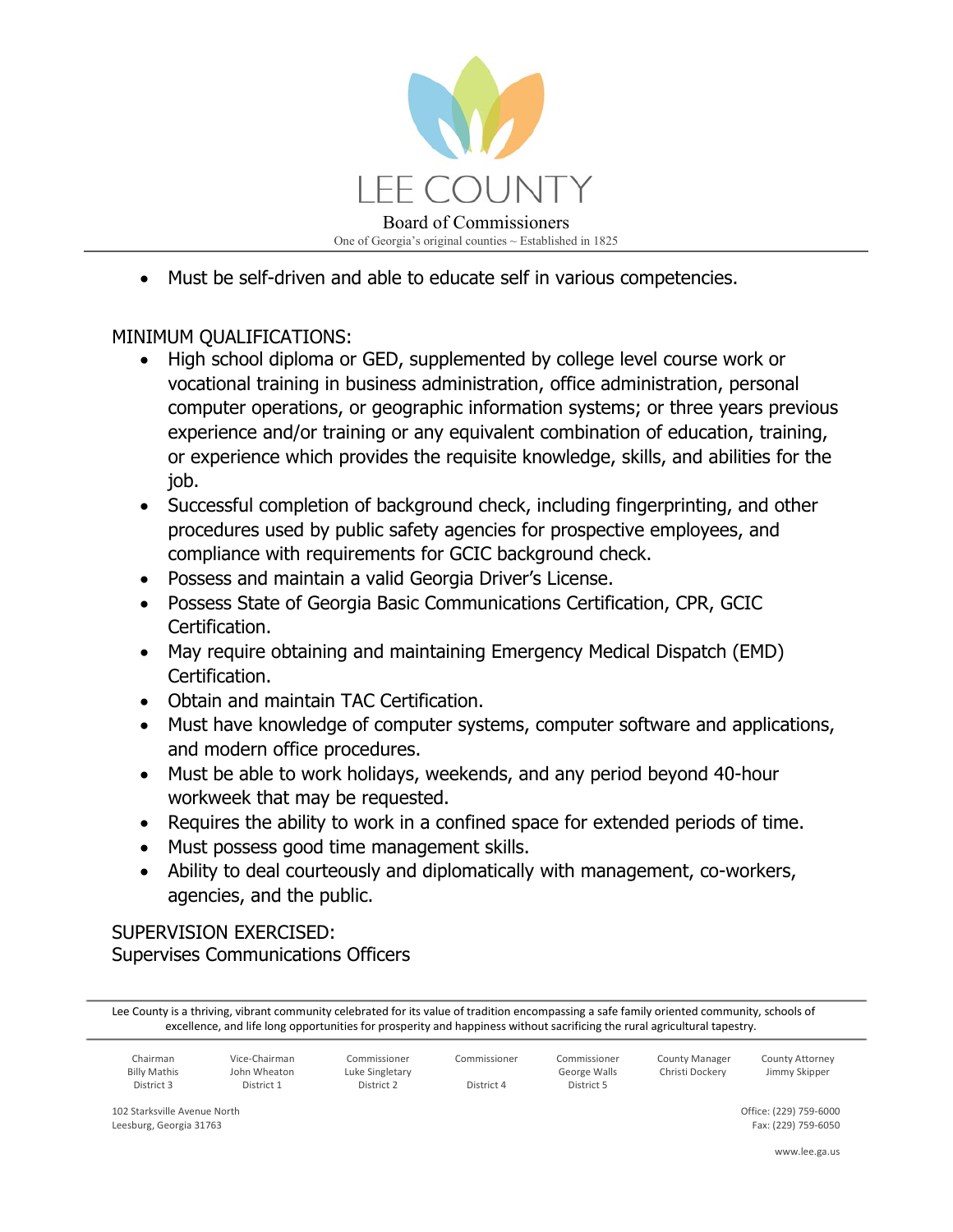- Must be self-driven and able to educate self in various competencies.

MINIMUM QUALIFICATIONS:

- High school diploma or GED, supplemented by college level course work or vocational training in business administration, office administration, personal computer operations, or geographic information systems; or three years previous experience and/or training or any equivalent combination of education, training, or experience which provides the requisite knowledge, skills, and abilities for the job.
- Successful completion of background check, including fingerprinting, and other procedures used by public safety agencies for prospective employees, and compliance with requirements for GCIC background check.
- Possess and maintain a valid Georgia Driver's License.
- Possess State of Georgia Basic Communications Certification, CPR, GCIC Certification.
- May require obtaining and maintaining Emergency Medical Dispatch (EMD) Certification.
- Obtain and maintain TAC Certification.
- Must have knowledge of computer systems, computer software and applications, and modern office procedures.
- Must be able to work holidays, weekends, and any period beyond 40-hour workweek that may be requested.
- Requires the ability to work in a confined space for extended periods of time.
- Must possess good time management skills.
- Ability to deal courteously and diplomatically with management, co-workers, agencies, and the public.

SUPERVISION EXERCISED:
Supervises Communications Officers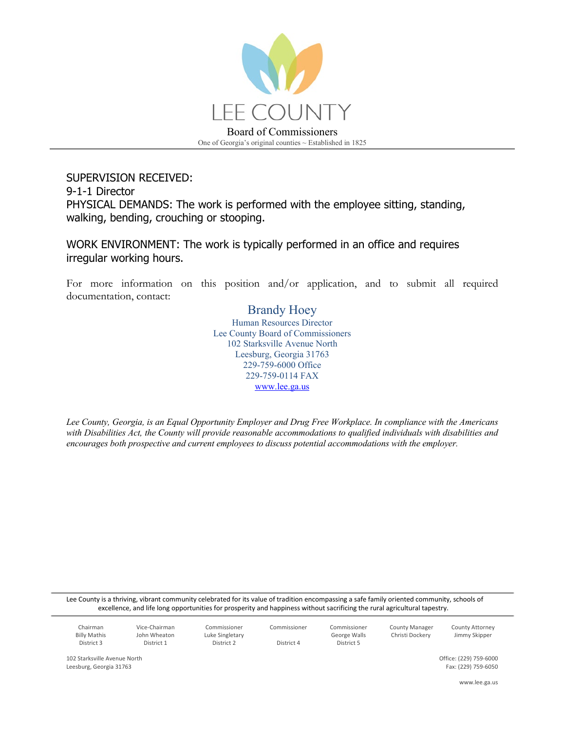SUPERVISION RECEIVED:
9-1-1 Director

PHYSICAL DEMANDS: The work is performed with the employee sitting, standing, walking, bending, crouching or stooping.

WORK ENVIRONMENT: The work is typically performed in an office and requires irregular working hours.

For more information on this position and/or application, and to submit all required documentation, contact:

Brandy Hoey
Human Resources Director
Lee County Board of Commissioners
102 Starksville Avenue North
Leesburg, Georgia 31763
229-759-6000 Office
229-759-0114 FAX
www.lee.ga.us

*Lee County, Georgia, is an Equal Opportunity Employer and Drug Free Workplace. In compliance with the Americans with Disabilities Act, the County will provide reasonable accommodations to qualified individuals with disabilities and encourages both prospective and current employees to discuss potential accommodations with the employer.*